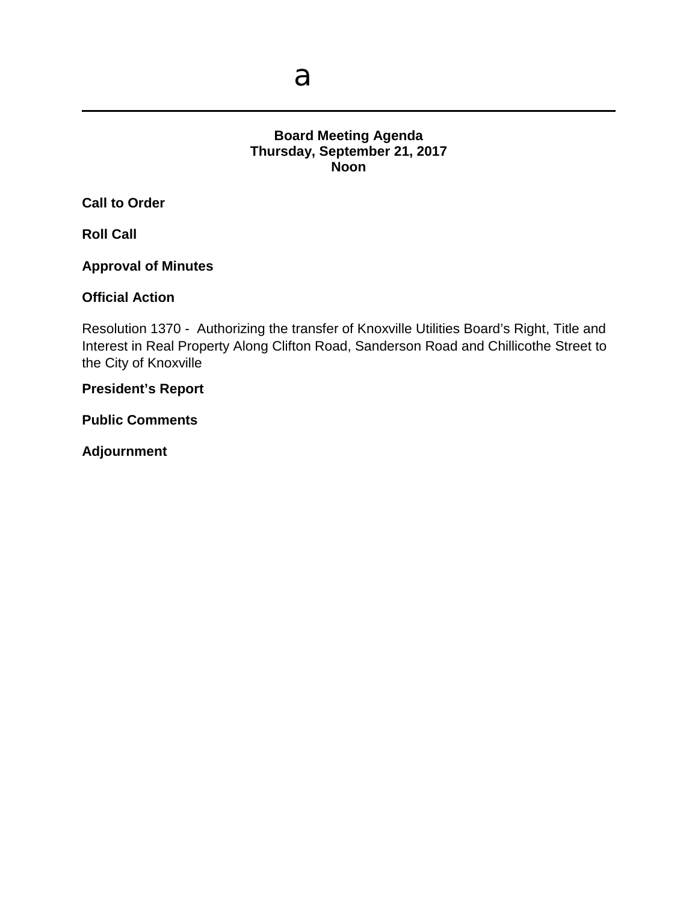a

---

**Board Meeting Agenda**
**Thursday, September 21, 2017**
**Noon**

**Call to Order**

**Roll Call**

**Approval of Minutes**

**Official Action**

Resolution 1370 - Authorizing the transfer of Knoxville Utilities Board's Right, Title and Interest in Real Property Along Clifton Road, Sanderson Road and Chillicothe Street to the City of Knoxville

**President's Report**

**Public Comments**

**Adjournment**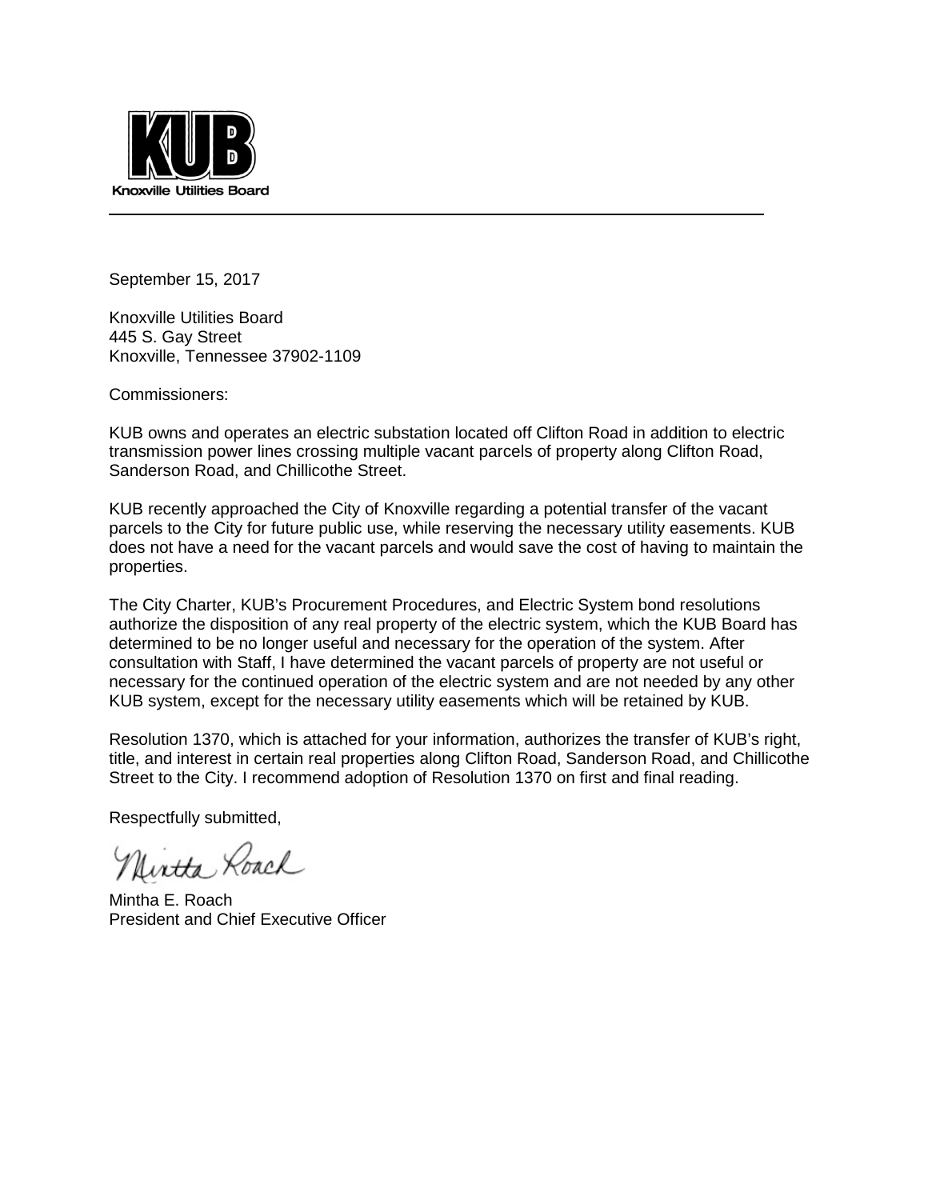**KUB**

Knoxville Utilities Board

---

September 15, 2017

Knoxville Utilities Board
445 S. Gay Street
Knoxville, Tennessee 37902-1109

Commissioners:

KUB owns and operates an electric substation located off Clifton Road in addition to electric transmission power lines crossing multiple vacant parcels of property along Clifton Road, Sanderson Road, and Chillicothe Street.

KUB recently approached the City of Knoxville regarding a potential transfer of the vacant parcels to the City for future public use, while reserving the necessary utility easements. KUB does not have a need for the vacant parcels and would save the cost of having to maintain the properties.

The City Charter, KUB's Procurement Procedures, and Electric System bond resolutions authorize the disposition of any real property of the electric system, which the KUB Board has determined to be no longer useful and necessary for the operation of the system. After consultation with Staff, I have determined the vacant parcels of property are not useful or necessary for the continued operation of the electric system and are not needed by any other KUB system, except for the necessary utility easements which will be retained by KUB.

Resolution 1370, which is attached for your information, authorizes the transfer of KUB's right, title, and interest in certain real properties along Clifton Road, Sanderson Road, and Chillicothe Street to the City. I recommend adoption of Resolution 1370 on first and final reading.

Respectfully submitted,

Mintha Roach

Mintha E. Roach
President and Chief Executive Officer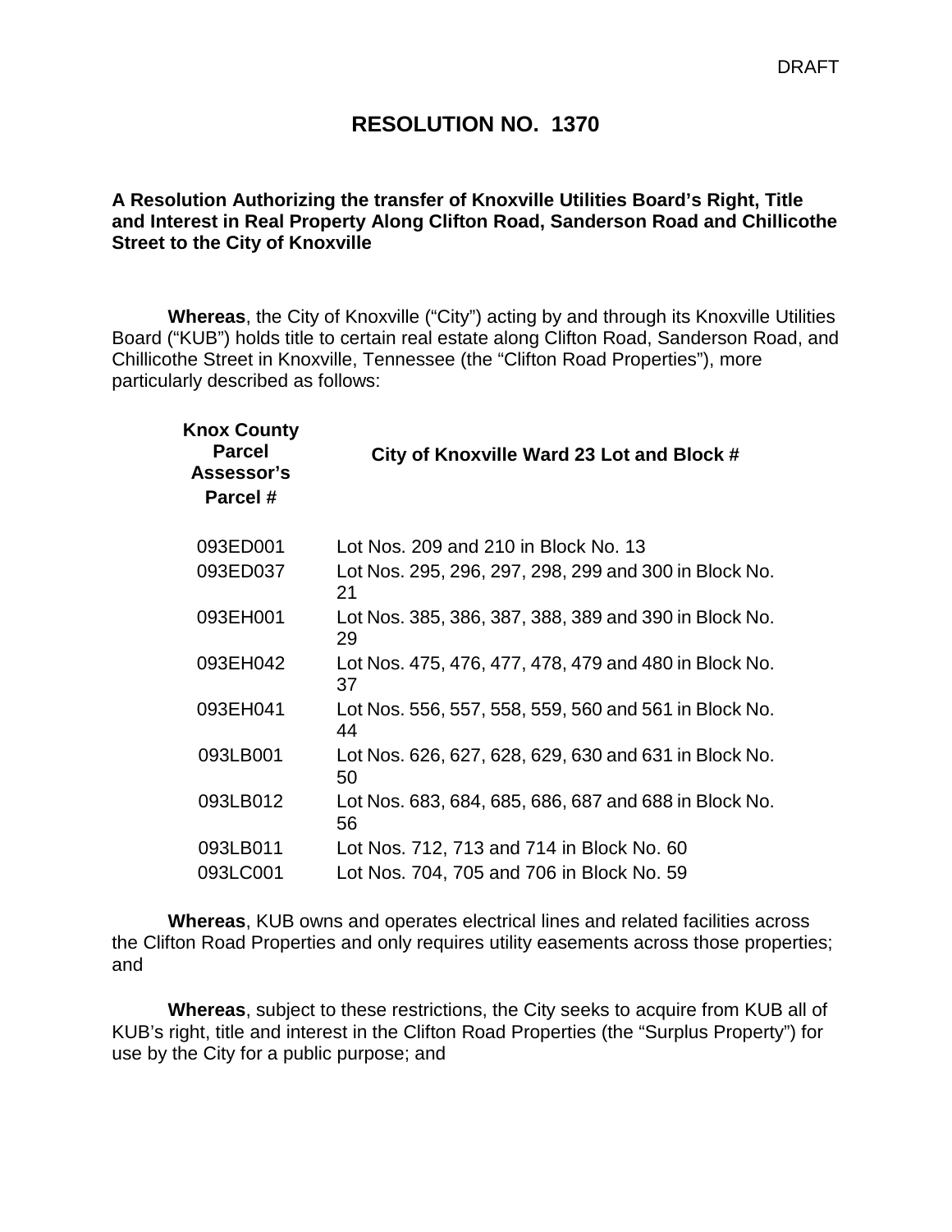DRAFT

# RESOLUTION NO. 1370

**A Resolution Authorizing the transfer of Knoxville Utilities Board's Right, Title and Interest in Real Property Along Clifton Road, Sanderson Road and Chillicothe Street to the City of Knoxville**

**Whereas**, the City of Knoxville ("City") acting by and through its Knoxville Utilities Board ("KUB") holds title to certain real estate along Clifton Road, Sanderson Road, and Chillicothe Street in Knoxville, Tennessee (the "Clifton Road Properties"), more particularly described as follows:

| Knox County Parcel Assessor's Parcel # | City of Knoxville Ward 23 Lot and Block # |
|---|---|
| 093ED001 | Lot Nos. 209 and 210 in Block No. 13 |
| 093ED037 | Lot Nos. 295, 296, 297, 298, 299 and 300 in Block No. 21 |
| 093EH001 | Lot Nos. 385, 386, 387, 388, 389 and 390 in Block No. 29 |
| 093EH042 | Lot Nos. 475, 476, 477, 478, 479 and 480 in Block No. 37 |
| 093EH041 | Lot Nos. 556, 557, 558, 559, 560 and 561 in Block No. 44 |
| 093LB001 | Lot Nos. 626, 627, 628, 629, 630 and 631 in Block No. 50 |
| 093LB012 | Lot Nos. 683, 684, 685, 686, 687 and 688 in Block No. 56 |
| 093LB011 | Lot Nos. 712, 713 and 714 in Block No. 60 |
| 093LC001 | Lot Nos. 704, 705 and 706 in Block No. 59 |

**Whereas**, KUB owns and operates electrical lines and related facilities across the Clifton Road Properties and only requires utility easements across those properties; and

**Whereas**, subject to these restrictions, the City seeks to acquire from KUB all of KUB's right, title and interest in the Clifton Road Properties (the "Surplus Property") for use by the City for a public purpose; and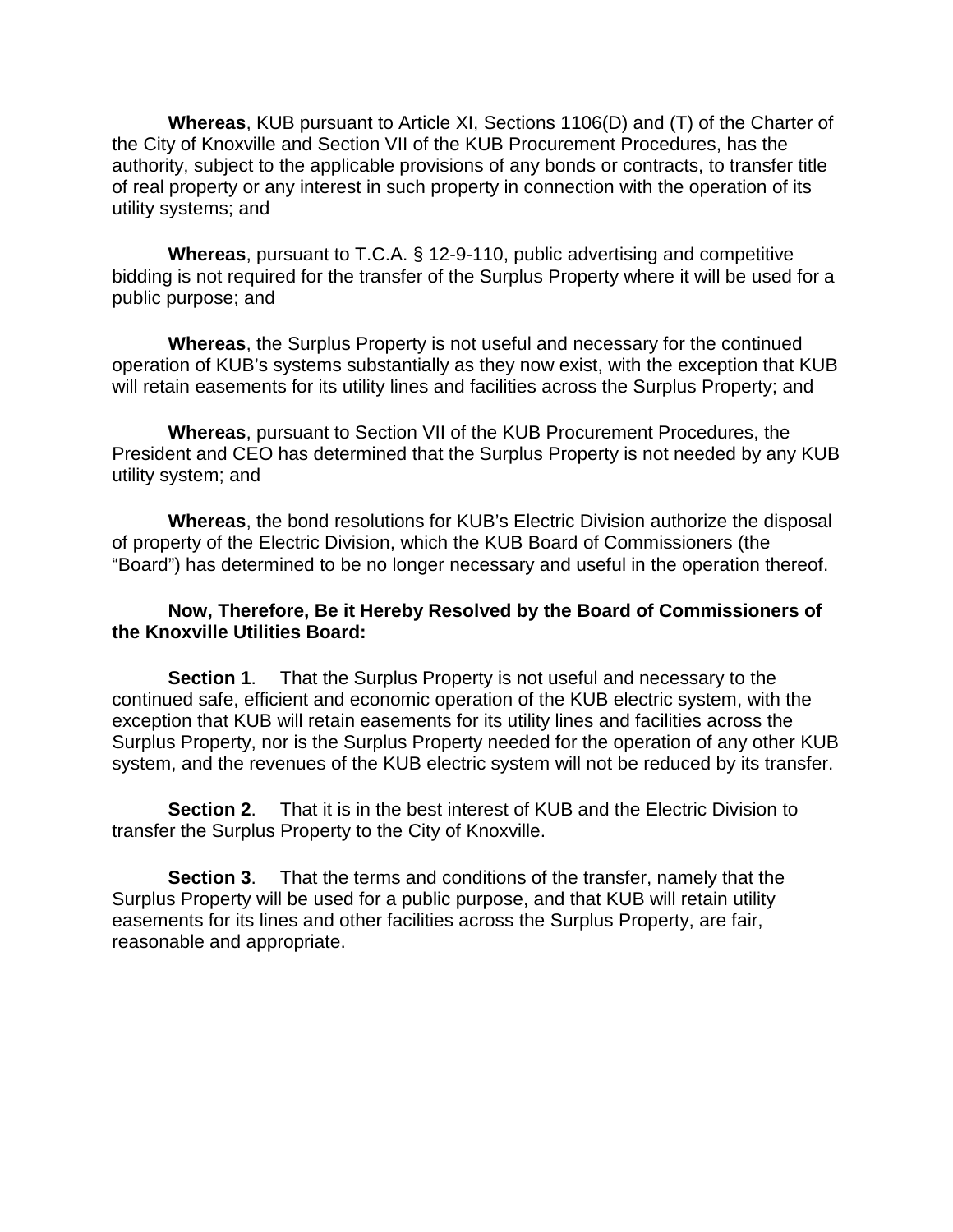**Whereas**, KUB pursuant to Article XI, Sections 1106(D) and (T) of the Charter of the City of Knoxville and Section VII of the KUB Procurement Procedures, has the authority, subject to the applicable provisions of any bonds or contracts, to transfer title of real property or any interest in such property in connection with the operation of its utility systems; and

**Whereas**, pursuant to T.C.A. § 12-9-110, public advertising and competitive bidding is not required for the transfer of the Surplus Property where it will be used for a public purpose; and

**Whereas**, the Surplus Property is not useful and necessary for the continued operation of KUB's systems substantially as they now exist, with the exception that KUB will retain easements for its utility lines and facilities across the Surplus Property; and

**Whereas**, pursuant to Section VII of the KUB Procurement Procedures, the President and CEO has determined that the Surplus Property is not needed by any KUB utility system; and

**Whereas**, the bond resolutions for KUB's Electric Division authorize the disposal of property of the Electric Division, which the KUB Board of Commissioners (the "Board") has determined to be no longer necessary and useful in the operation thereof.

**Now, Therefore, Be it Hereby Resolved by the Board of Commissioners of the Knoxville Utilities Board:**

**Section 1**. That the Surplus Property is not useful and necessary to the continued safe, efficient and economic operation of the KUB electric system, with the exception that KUB will retain easements for its utility lines and facilities across the Surplus Property, nor is the Surplus Property needed for the operation of any other KUB system, and the revenues of the KUB electric system will not be reduced by its transfer.

**Section 2**. That it is in the best interest of KUB and the Electric Division to transfer the Surplus Property to the City of Knoxville.

**Section 3**. That the terms and conditions of the transfer, namely that the Surplus Property will be used for a public purpose, and that KUB will retain utility easements for its lines and other facilities across the Surplus Property, are fair, reasonable and appropriate.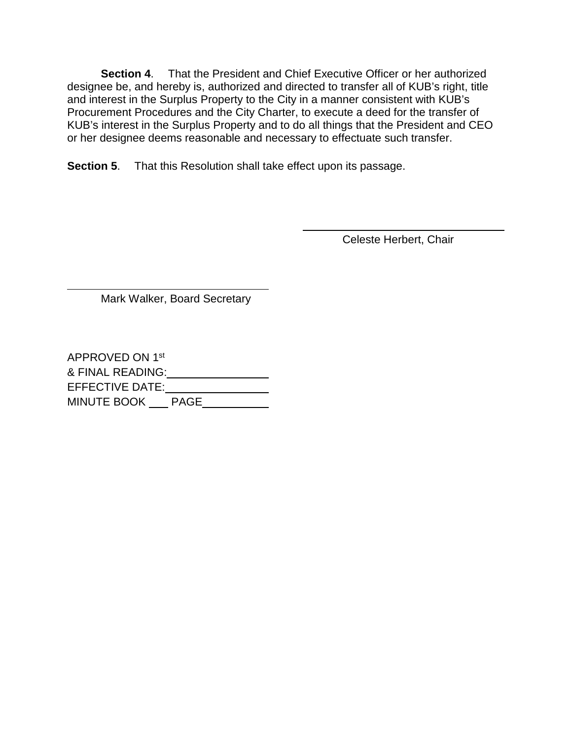**Section 4**. That the President and Chief Executive Officer or her authorized designee be, and hereby is, authorized and directed to transfer all of KUB's right, title and interest in the Surplus Property to the City in a manner consistent with KUB's Procurement Procedures and the City Charter, to execute a deed for the transfer of KUB's interest in the Surplus Property and to do all things that the President and CEO or her designee deems reasonable and necessary to effectuate such transfer.

**Section 5**. That this Resolution shall take effect upon its passage.

\_\_\_\_\_\_\_\_\_\_\_\_\_\_\_\_\_\_\_\_\_\_\_\_\_\_\_\_\_\_\_\_\_\_
Celeste Herbert, Chair

\_\_\_\_\_\_\_\_\_\_\_\_\_\_\_\_\_\_\_\_\_\_\_\_\_\_\_\_\_\_\_\_\_\_
Mark Walker, Board Secretary

APPROVED ON 1st
& FINAL READING:\_\_\_\_\_\_\_\_\_\_\_\_\_\_\_\_
EFFECTIVE DATE:\_\_\_\_\_\_\_\_\_\_\_\_\_\_\_\_
MINUTE BOOK \_\_\_ PAGE\_\_\_\_\_\_\_\_\_\_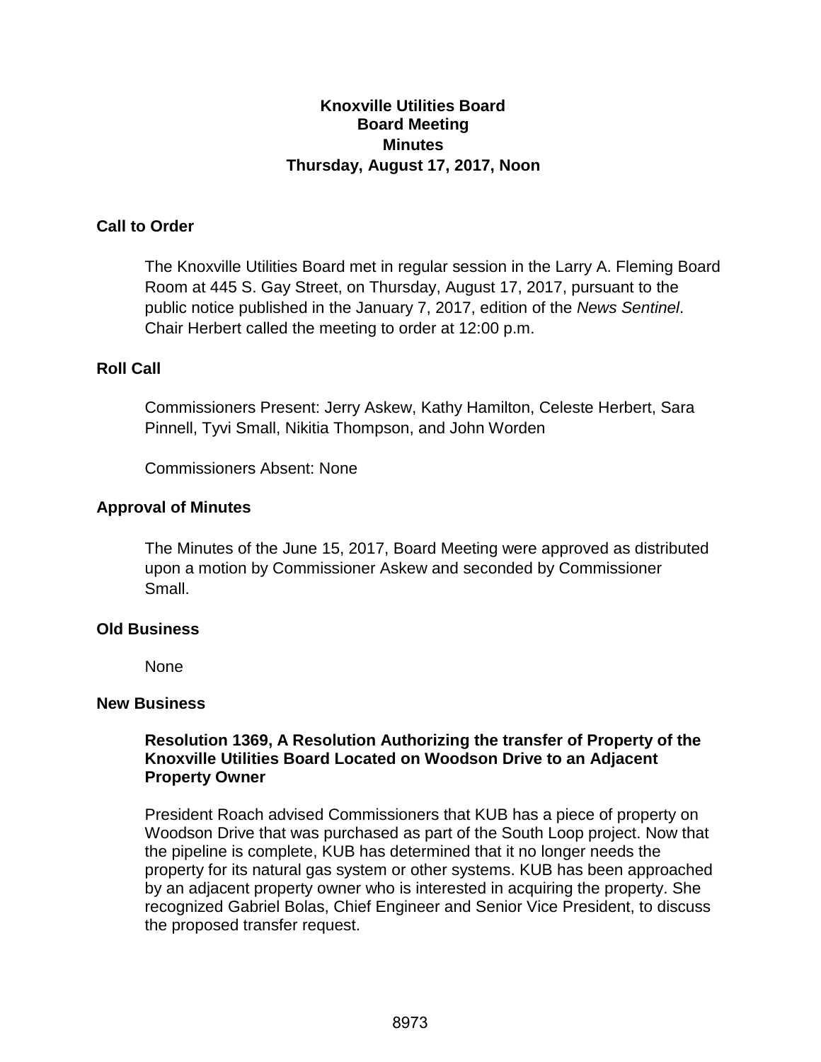**Knoxville Utilities Board**
**Board Meeting**
**Minutes**
**Thursday, August 17, 2017, Noon**

## Call to Order

The Knoxville Utilities Board met in regular session in the Larry A. Fleming Board Room at 445 S. Gay Street, on Thursday, August 17, 2017, pursuant to the public notice published in the January 7, 2017, edition of the *News Sentinel*. Chair Herbert called the meeting to order at 12:00 p.m.

## Roll Call

Commissioners Present: Jerry Askew, Kathy Hamilton, Celeste Herbert, Sara Pinnell, Tyvi Small, Nikitia Thompson, and John Worden

Commissioners Absent: None

## Approval of Minutes

The Minutes of the June 15, 2017, Board Meeting were approved as distributed upon a motion by Commissioner Askew and seconded by Commissioner Small.

## Old Business

None

## New Business

### Resolution 1369, A Resolution Authorizing the transfer of Property of the Knoxville Utilities Board Located on Woodson Drive to an Adjacent Property Owner

President Roach advised Commissioners that KUB has a piece of property on Woodson Drive that was purchased as part of the South Loop project. Now that the pipeline is complete, KUB has determined that it no longer needs the property for its natural gas system or other systems. KUB has been approached by an adjacent property owner who is interested in acquiring the property. She recognized Gabriel Bolas, Chief Engineer and Senior Vice President, to discuss the proposed transfer request.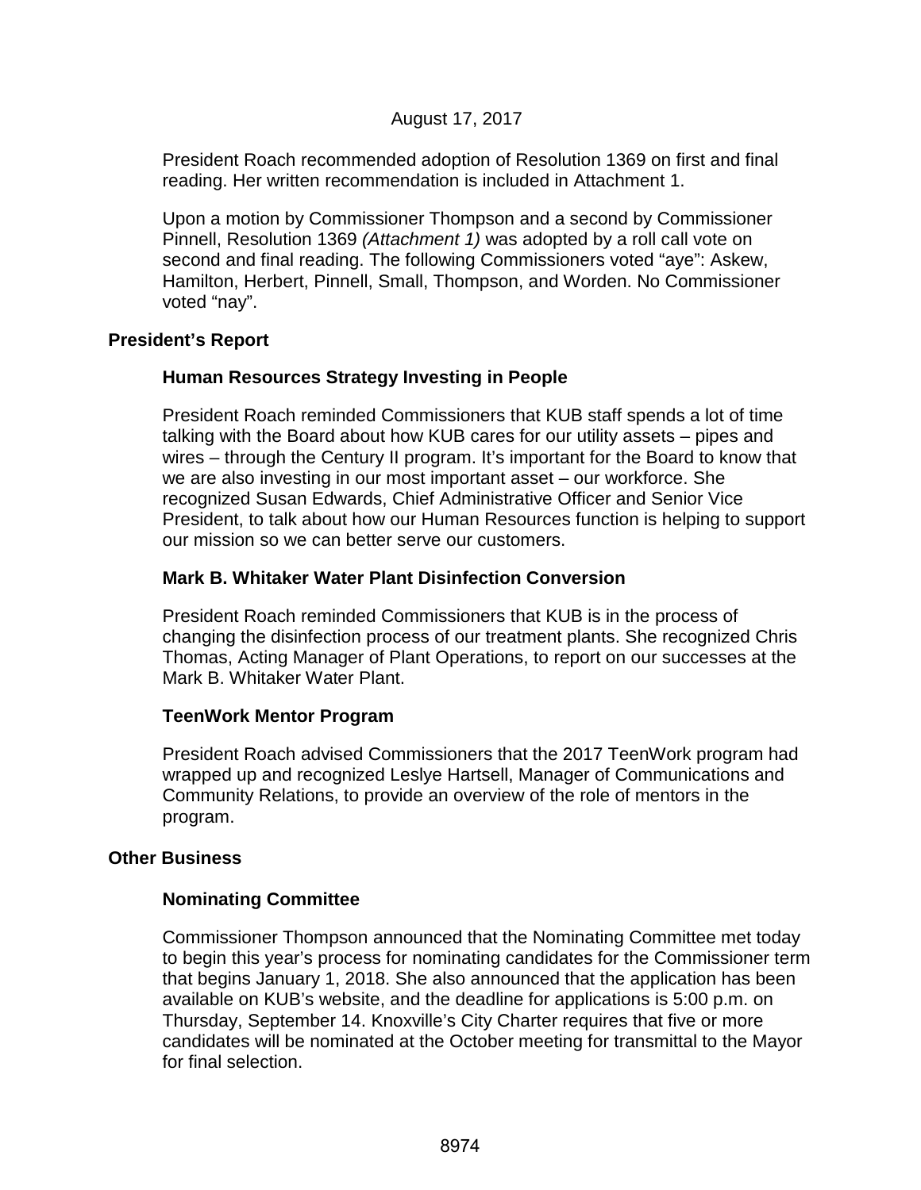August 17, 2017

President Roach recommended adoption of Resolution 1369 on first and final reading. Her written recommendation is included in Attachment 1.

Upon a motion by Commissioner Thompson and a second by Commissioner Pinnell, Resolution 1369 *(Attachment 1)* was adopted by a roll call vote on second and final reading. The following Commissioners voted "aye": Askew, Hamilton, Herbert, Pinnell, Small, Thompson, and Worden. No Commissioner voted "nay".

## President's Report

### Human Resources Strategy Investing in People

President Roach reminded Commissioners that KUB staff spends a lot of time talking with the Board about how KUB cares for our utility assets – pipes and wires – through the Century II program. It's important for the Board to know that we are also investing in our most important asset – our workforce. She recognized Susan Edwards, Chief Administrative Officer and Senior Vice President, to talk about how our Human Resources function is helping to support our mission so we can better serve our customers.

### Mark B. Whitaker Water Plant Disinfection Conversion

President Roach reminded Commissioners that KUB is in the process of changing the disinfection process of our treatment plants. She recognized Chris Thomas, Acting Manager of Plant Operations, to report on our successes at the Mark B. Whitaker Water Plant.

### TeenWork Mentor Program

President Roach advised Commissioners that the 2017 TeenWork program had wrapped up and recognized Leslye Hartsell, Manager of Communications and Community Relations, to provide an overview of the role of mentors in the program.

## Other Business

### Nominating Committee

Commissioner Thompson announced that the Nominating Committee met today to begin this year's process for nominating candidates for the Commissioner term that begins January 1, 2018. She also announced that the application has been available on KUB's website, and the deadline for applications is 5:00 p.m. on Thursday, September 14. Knoxville's City Charter requires that five or more candidates will be nominated at the October meeting for transmittal to the Mayor for final selection.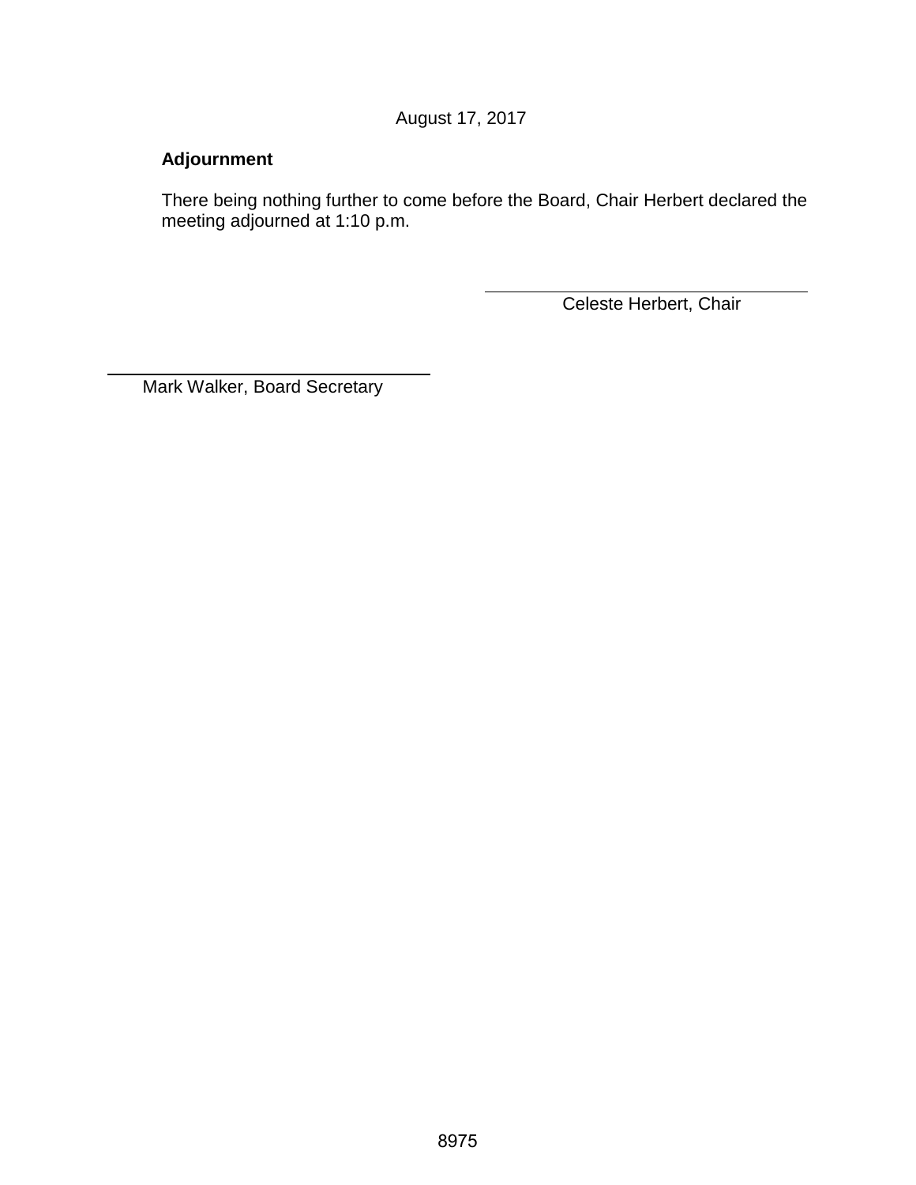August 17, 2017

**Adjournment**

There being nothing further to come before the Board, Chair Herbert declared the meeting adjourned at 1:10 p.m.

\_\_\_\_\_\_\_\_\_\_\_\_\_\_\_\_\_\_\_\_\_\_\_\_\_\_\_\_\_\_
Celeste Herbert, Chair

\_\_\_\_\_\_\_\_\_\_\_\_\_\_\_\_\_\_\_\_\_\_\_\_\_\_\_\_\_\_
Mark Walker, Board Secretary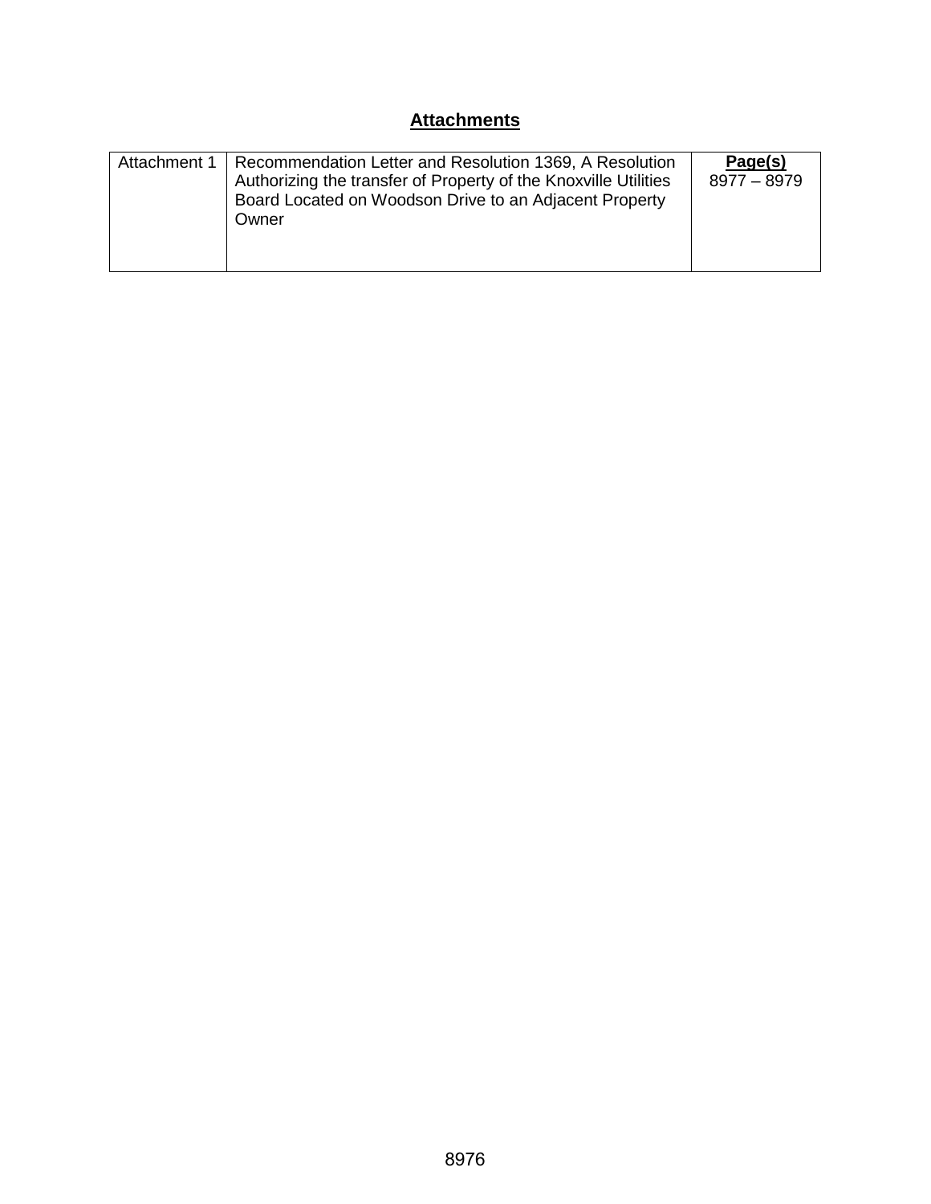## **Attachments**

| Attachment 1 | Recommendation Letter and Resolution 1369, A Resolution Authorizing the transfer of Property of the Knoxville Utilities Board Located on Woodson Drive to an Adjacent Property Owner | **Page(s)** 8977 – 8979 |
|---|---|---|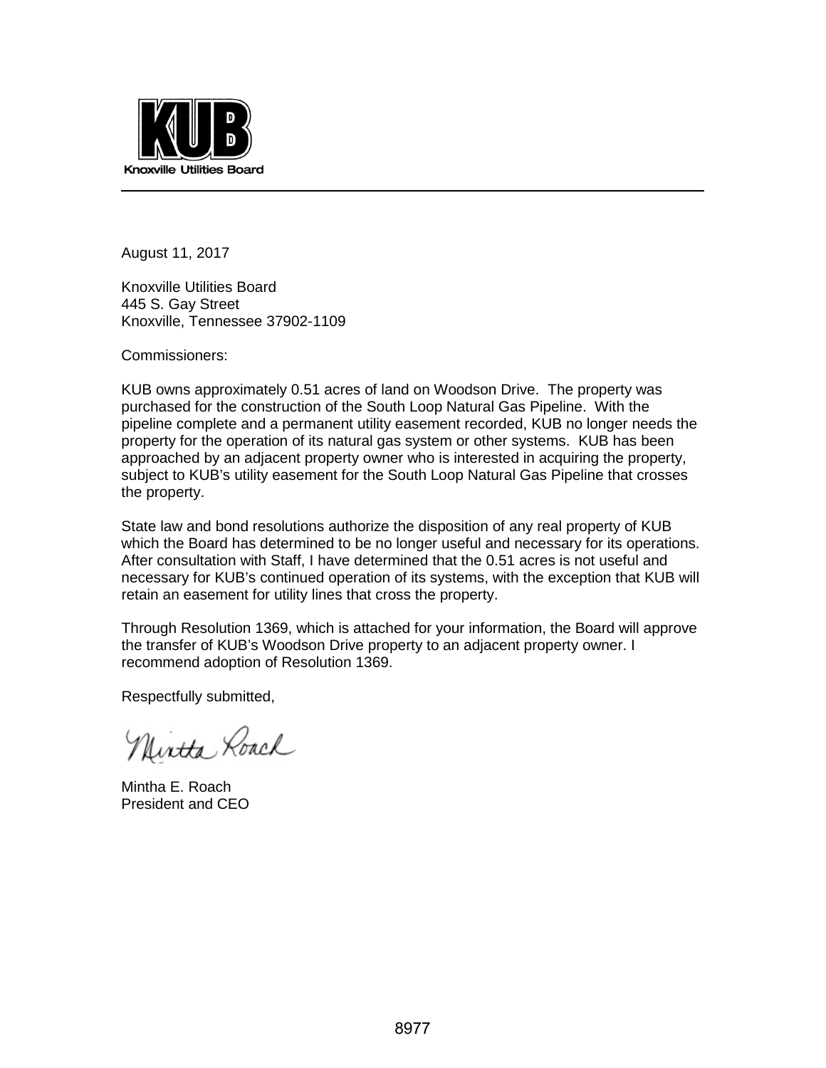**KUB**

Knoxville Utilities Board

---

August 11, 2017

Knoxville Utilities Board
445 S. Gay Street
Knoxville, Tennessee 37902-1109

Commissioners:

KUB owns approximately 0.51 acres of land on Woodson Drive. The property was purchased for the construction of the South Loop Natural Gas Pipeline. With the pipeline complete and a permanent utility easement recorded, KUB no longer needs the property for the operation of its natural gas system or other systems. KUB has been approached by an adjacent property owner who is interested in acquiring the property, subject to KUB's utility easement for the South Loop Natural Gas Pipeline that crosses the property.

State law and bond resolutions authorize the disposition of any real property of KUB which the Board has determined to be no longer useful and necessary for its operations. After consultation with Staff, I have determined that the 0.51 acres is not useful and necessary for KUB's continued operation of its systems, with the exception that KUB will retain an easement for utility lines that cross the property.

Through Resolution 1369, which is attached for your information, the Board will approve the transfer of KUB's Woodson Drive property to an adjacent property owner. I recommend adoption of Resolution 1369.

Respectfully submitted,

Mintha Roach

Mintha E. Roach
President and CEO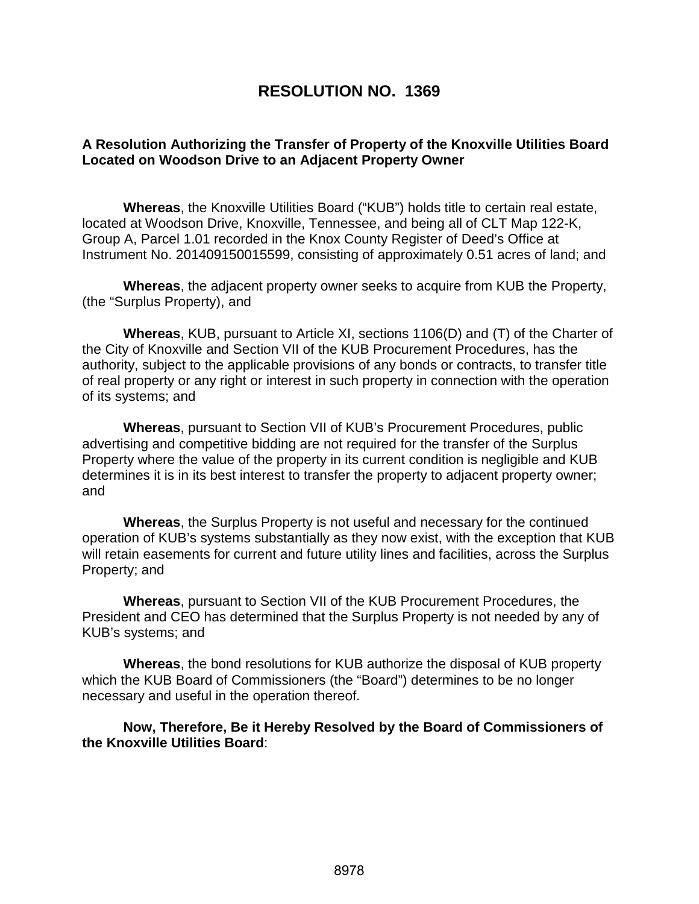# RESOLUTION NO. 1369

**A Resolution Authorizing the Transfer of Property of the Knoxville Utilities Board Located on Woodson Drive to an Adjacent Property Owner**

**Whereas**, the Knoxville Utilities Board ("KUB") holds title to certain real estate, located at Woodson Drive, Knoxville, Tennessee, and being all of CLT Map 122-K, Group A, Parcel 1.01 recorded in the Knox County Register of Deed's Office at Instrument No. 201409150015599, consisting of approximately 0.51 acres of land; and

**Whereas**, the adjacent property owner seeks to acquire from KUB the Property, (the "Surplus Property), and

**Whereas**, KUB, pursuant to Article XI, sections 1106(D) and (T) of the Charter of the City of Knoxville and Section VII of the KUB Procurement Procedures, has the authority, subject to the applicable provisions of any bonds or contracts, to transfer title of real property or any right or interest in such property in connection with the operation of its systems; and

**Whereas**, pursuant to Section VII of KUB's Procurement Procedures, public advertising and competitive bidding are not required for the transfer of the Surplus Property where the value of the property in its current condition is negligible and KUB determines it is in its best interest to transfer the property to adjacent property owner; and

**Whereas**, the Surplus Property is not useful and necessary for the continued operation of KUB's systems substantially as they now exist, with the exception that KUB will retain easements for current and future utility lines and facilities, across the Surplus Property; and

**Whereas**, pursuant to Section VII of the KUB Procurement Procedures, the President and CEO has determined that the Surplus Property is not needed by any of KUB's systems; and

**Whereas**, the bond resolutions for KUB authorize the disposal of KUB property which the KUB Board of Commissioners (the "Board") determines to be no longer necessary and useful in the operation thereof.

**Now, Therefore, Be it Hereby Resolved by the Board of Commissioners of the Knoxville Utilities Board**: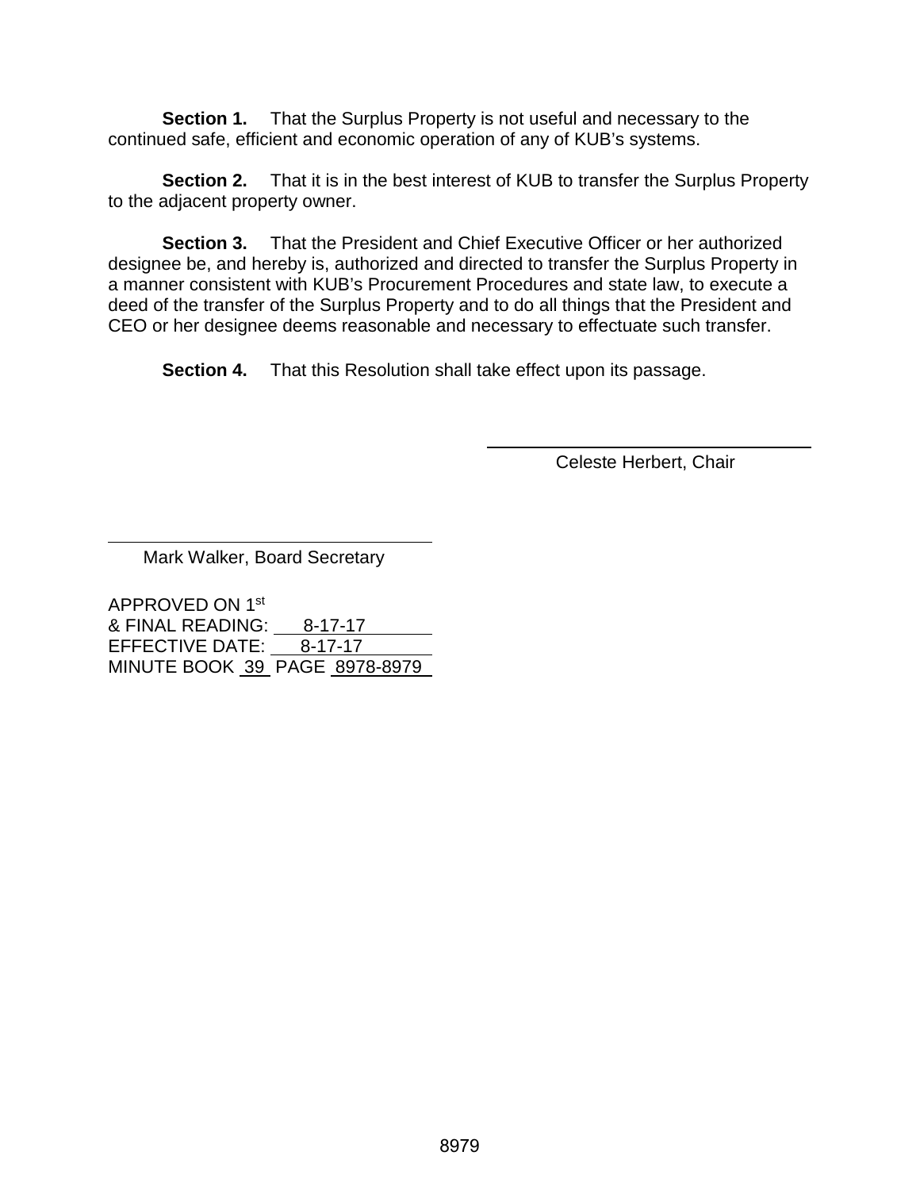**Section 1.** That the Surplus Property is not useful and necessary to the continued safe, efficient and economic operation of any of KUB's systems.

**Section 2.** That it is in the best interest of KUB to transfer the Surplus Property to the adjacent property owner.

**Section 3.** That the President and Chief Executive Officer or her authorized designee be, and hereby is, authorized and directed to transfer the Surplus Property in a manner consistent with KUB's Procurement Procedures and state law, to execute a deed of the transfer of the Surplus Property and to do all things that the President and CEO or her designee deems reasonable and necessary to effectuate such transfer.

**Section 4.** That this Resolution shall take effect upon its passage.

\_\_\_\_\_\_\_\_\_\_\_\_\_\_\_\_\_\_\_\_\_\_\_\_\_\_\_\_\_\_\_\_
Celeste Herbert, Chair

\_\_\_\_\_\_\_\_\_\_\_\_\_\_\_\_\_\_\_\_\_\_\_\_\_\_\_\_\_\_\_\_
Mark Walker, Board Secretary

APPROVED ON 1st
& FINAL READING: 8-17-17
EFFECTIVE DATE: 8-17-17
MINUTE BOOK 39 PAGE 8978-8979